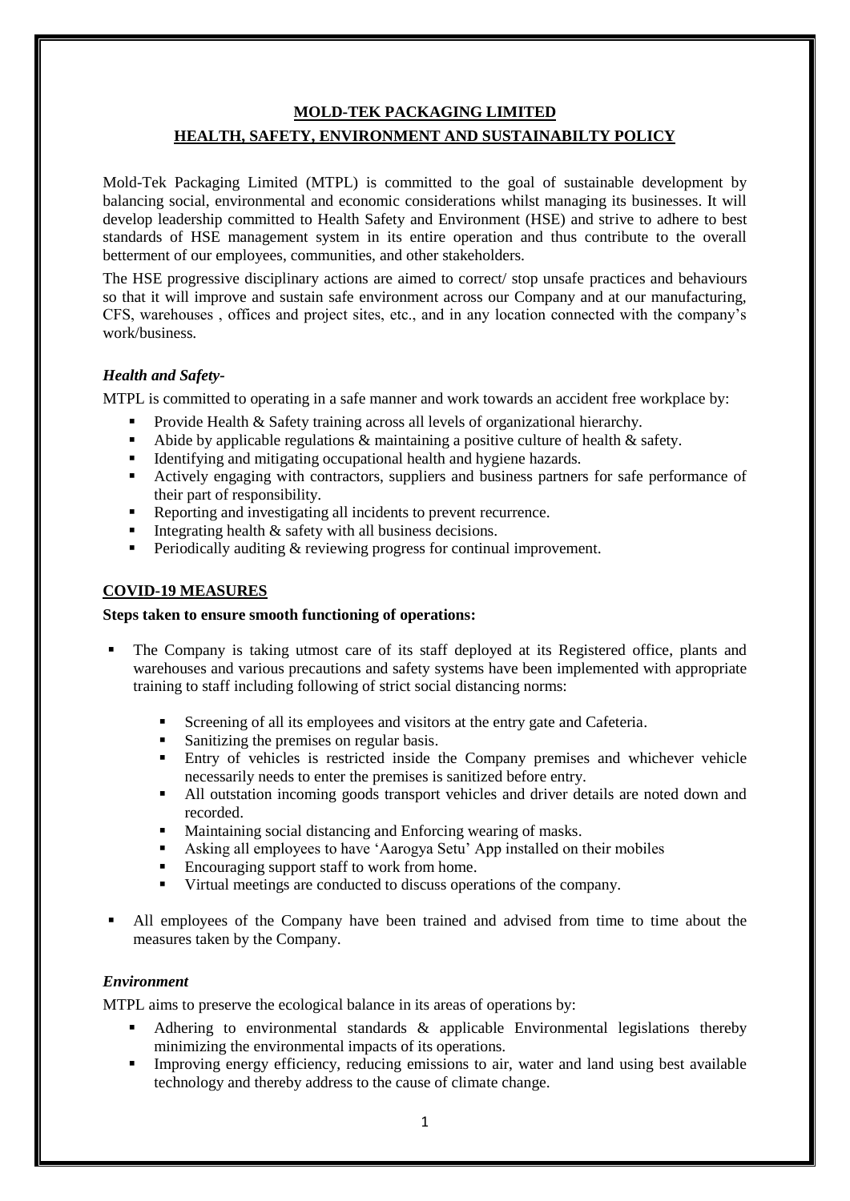# MOLD-TEK PACKAGING LIMITED

## HEALTH, SAFETY, ENVIRONMENT AND SUSTAINABILTY POLICY

Mold-Tek Packaging Limited (MTPL) is committed to the goal of sustainable development by balancing social, environmental and economic considerations whilst managing its businesses. It will develop leadership committed to Health Safety and Environment (HSE) and strive to adhere to best standards of HSE management system in its entire operation and thus contribute to the overall betterment of our employees, communities, and other stakeholders.

The HSE progressive disciplinary actions are aimed to correct/ stop unsafe practices and behaviours so that it will improve and sustain safe environment across our Company and at our manufacturing, CFS, warehouses , offices and project sites, etc., and in any location connected with the company's work/business.

### *Health and Safety-*

MTPL is committed to operating in a safe manner and work towards an accident free workplace by:

- Provide Health & Safety training across all levels of organizational hierarchy.
- Abide by applicable regulations & maintaining a positive culture of health & safety.
- Identifying and mitigating occupational health and hygiene hazards.
- Actively engaging with contractors, suppliers and business partners for safe performance of their part of responsibility.
- Reporting and investigating all incidents to prevent recurrence.
- Integrating health & safety with all business decisions.
- Periodically auditing & reviewing progress for continual improvement.

### COVID-19 MEASURES

**Steps taken to ensure smooth functioning of operations:**

- The Company is taking utmost care of its staff deployed at its Registered office, plants and warehouses and various precautions and safety systems have been implemented with appropriate training to staff including following of strict social distancing norms:
  - Screening of all its employees and visitors at the entry gate and Cafeteria.
  - Sanitizing the premises on regular basis.
  - Entry of vehicles is restricted inside the Company premises and whichever vehicle necessarily needs to enter the premises is sanitized before entry.
  - All outstation incoming goods transport vehicles and driver details are noted down and recorded.
  - Maintaining social distancing and Enforcing wearing of masks.
  - Asking all employees to have 'Aarogya Setu' App installed on their mobiles
  - Encouraging support staff to work from home.
  - Virtual meetings are conducted to discuss operations of the company.
- All employees of the Company have been trained and advised from time to time about the measures taken by the Company.

### *Environment*

MTPL aims to preserve the ecological balance in its areas of operations by:

- Adhering to environmental standards & applicable Environmental legislations thereby minimizing the environmental impacts of its operations.
- Improving energy efficiency, reducing emissions to air, water and land using best available technology and thereby address to the cause of climate change.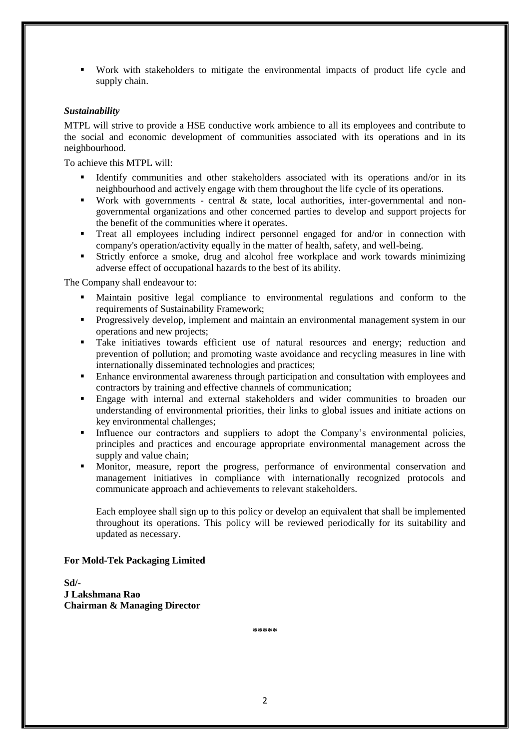- Work with stakeholders to mitigate the environmental impacts of product life cycle and supply chain.

***Sustainability***

MTPL will strive to provide a HSE conductive work ambience to all its employees and contribute to the social and economic development of communities associated with its operations and in its neighbourhood.

To achieve this MTPL will:

- Identify communities and other stakeholders associated with its operations and/or in its neighbourhood and actively engage with them throughout the life cycle of its operations.
- Work with governments - central & state, local authorities, inter-governmental and non-governmental organizations and other concerned parties to develop and support projects for the benefit of the communities where it operates.
- Treat all employees including indirect personnel engaged for and/or in connection with company's operation/activity equally in the matter of health, safety, and well-being.
- Strictly enforce a smoke, drug and alcohol free workplace and work towards minimizing adverse effect of occupational hazards to the best of its ability.

The Company shall endeavour to:

- Maintain positive legal compliance to environmental regulations and conform to the requirements of Sustainability Framework;
- Progressively develop, implement and maintain an environmental management system in our operations and new projects;
- Take initiatives towards efficient use of natural resources and energy; reduction and prevention of pollution; and promoting waste avoidance and recycling measures in line with internationally disseminated technologies and practices;
- Enhance environmental awareness through participation and consultation with employees and contractors by training and effective channels of communication;
- Engage with internal and external stakeholders and wider communities to broaden our understanding of environmental priorities, their links to global issues and initiate actions on key environmental challenges;
- Influence our contractors and suppliers to adopt the Company's environmental policies, principles and practices and encourage appropriate environmental management across the supply and value chain;
- Monitor, measure, report the progress, performance of environmental conservation and management initiatives in compliance with internationally recognized protocols and communicate approach and achievements to relevant stakeholders.

Each employee shall sign up to this policy or develop an equivalent that shall be implemented throughout its operations. This policy will be reviewed periodically for its suitability and updated as necessary.

**For Mold-Tek Packaging Limited**

**Sd/-**
**J Lakshmana Rao**
**Chairman & Managing Director**

*****